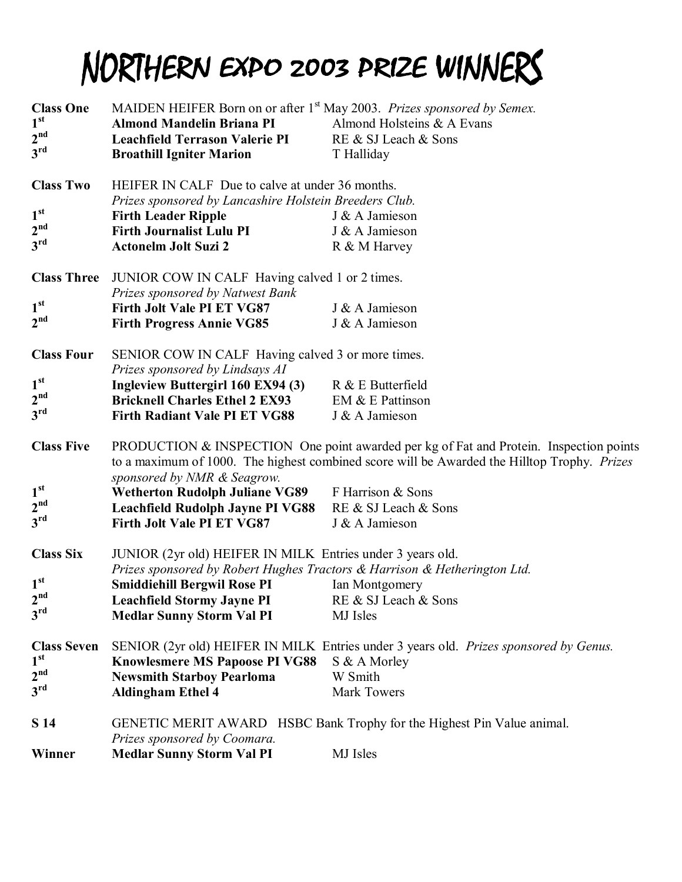# NORTHERN EXPO 2003 PRIZE WINNERS

**Class One** MAIDEN HEIFER Born on or after 1st May 2003. *Prizes sponsored by Semex.*

| | | |
|---|---|---|
| 1st | **Almond Mandelin Briana PI** | Almond Holsteins & A Evans |
| 2nd | **Leachfield Terrason Valerie PI** | RE & SJ Leach & Sons |
| 3rd | **Broathill Igniter Marion** | T Halliday |

**Class Two** HEIFER IN CALF Due to calve at under 36 months.
*Prizes sponsored by Lancashire Holstein Breeders Club.*

| | | |
|---|---|---|
| 1st | **Firth Leader Ripple** | J & A Jamieson |
| 2nd | **Firth Journalist Lulu PI** | J & A Jamieson |
| 3rd | **Actonelm Jolt Suzi 2** | R & M Harvey |

**Class Three** JUNIOR COW IN CALF Having calved 1 or 2 times.
*Prizes sponsored by Natwest Bank*

| | | |
|---|---|---|
| 1st | **Firth Jolt Vale PI ET VG87** | J & A Jamieson |
| 2nd | **Firth Progress Annie VG85** | J & A Jamieson |

**Class Four** SENIOR COW IN CALF Having calved 3 or more times.
*Prizes sponsored by Lindsays AI*

| | | |
|---|---|---|
| 1st | **Ingleview Buttergirl 160 EX94 (3)** | R & E Butterfield |
| 2nd | **Bricknell Charles Ethel 2 EX93** | EM & E Pattinson |
| 3rd | **Firth Radiant Vale PI ET VG88** | J & A Jamieson |

**Class Five** PRODUCTION & INSPECTION One point awarded per kg of Fat and Protein. Inspection points to a maximum of 1000. The highest combined score will be Awarded the Hilltop Trophy. *Prizes sponsored by NMR & Seagrow.*

| | | |
|---|---|---|
| 1st | **Wetherton Rudolph Juliane VG89** | F Harrison & Sons |
| 2nd | **Leachfield Rudolph Jayne PI VG88** | RE & SJ Leach & Sons |
| 3rd | **Firth Jolt Vale PI ET VG87** | J & A Jamieson |

**Class Six** JUNIOR (2yr old) HEIFER IN MILK Entries under 3 years old.
*Prizes sponsored by Robert Hughes Tractors & Harrison & Hetherington Ltd.*

| | | |
|---|---|---|
| 1st | **Smiddiehill Bergwil Rose PI** | Ian Montgomery |
| 2nd | **Leachfield Stormy Jayne PI** | RE & SJ Leach & Sons |
| 3rd | **Medlar Sunny Storm Val PI** | MJ Isles |

**Class Seven** SENIOR (2yr old) HEIFER IN MILK Entries under 3 years old. *Prizes sponsored by Genus.*

| | | |
|---|---|---|
| 1st | **Knowlesmere MS Papoose PI VG88** | S & A Morley |
| 2nd | **Newsmith Starboy Pearloma** | W Smith |
| 3rd | **Aldingham Ethel 4** | Mark Towers |

**S 14** GENETIC MERIT AWARD HSBC Bank Trophy for the Highest Pin Value animal.
*Prizes sponsored by Coomara.*

| | | |
|---|---|---|
| **Winner** | **Medlar Sunny Storm Val PI** | MJ Isles |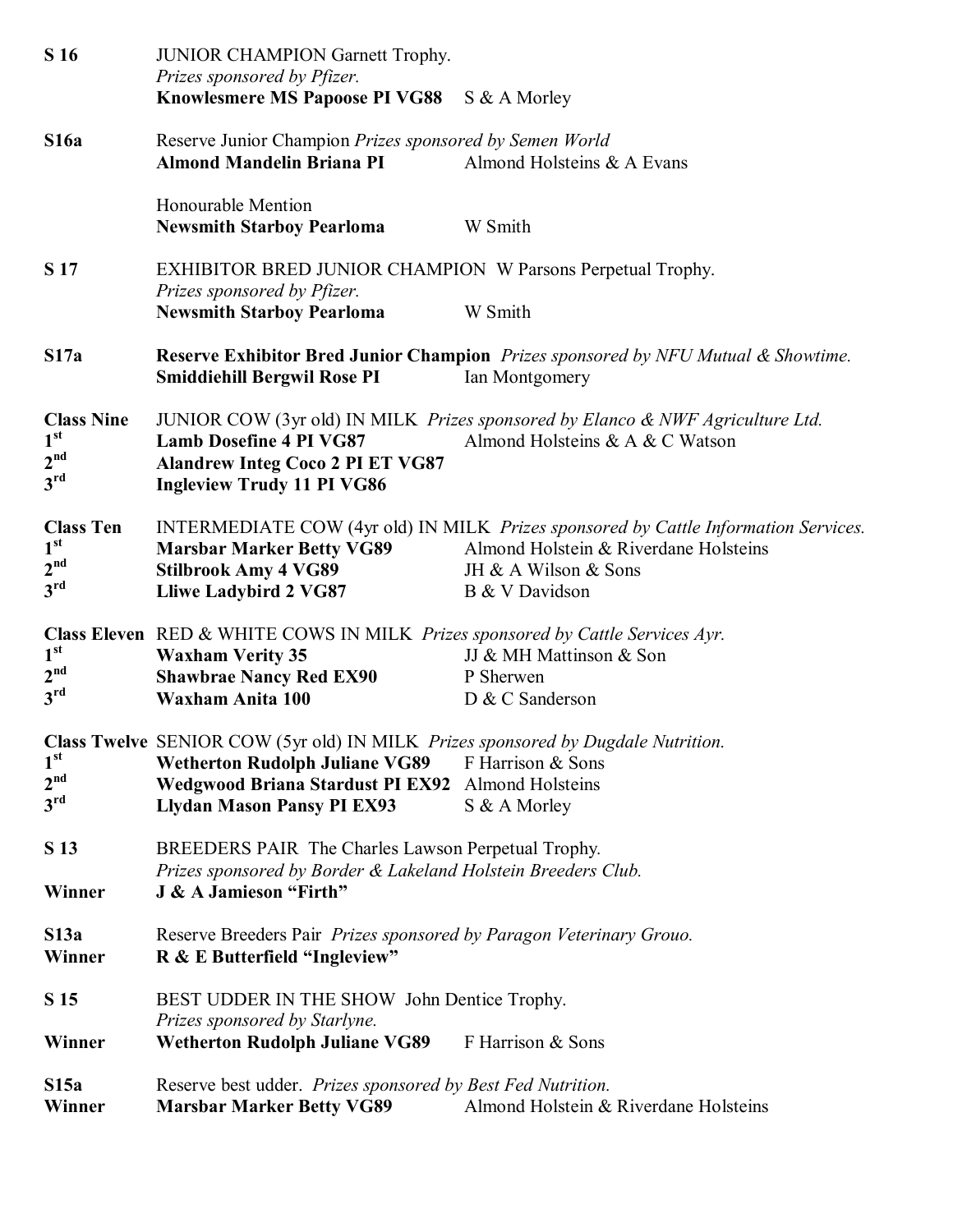**S 16** JUNIOR CHAMPION Garnett Trophy.
*Prizes sponsored by Pfizer.*
**Knowlesmere MS Papoose PI VG88** S & A Morley

**S16a** Reserve Junior Champion *Prizes sponsored by Semen World*
**Almond Mandelin Briana PI** Almond Holsteins & A Evans

Honourable Mention
**Newsmith Starboy Pearloma** W Smith

**S 17** EXHIBITOR BRED JUNIOR CHAMPION W Parsons Perpetual Trophy.
*Prizes sponsored by Pfizer.*
**Newsmith Starboy Pearloma** W Smith

**S17a** **Reserve Exhibitor Bred Junior Champion** *Prizes sponsored by NFU Mutual & Showtime.*
**Smiddiehill Bergwil Rose PI** Ian Montgomery

**Class Nine** JUNIOR COW (3yr old) IN MILK *Prizes sponsored by Elanco & NWF Agriculture Ltd.*

| | | |
|---|---|---|
| 1st | **Lamb Dosefine 4 PI VG87** | Almond Holsteins & A & C Watson |
| 2nd | **Alandrew Integ Coco 2 PI ET VG87** | |
| 3rd | **Ingleview Trudy 11 PI VG86** | |

**Class Ten** INTERMEDIATE COW (4yr old) IN MILK *Prizes sponsored by Cattle Information Services.*

| | | |
|---|---|---|
| 1st | **Marsbar Marker Betty VG89** | Almond Holstein & Riverdane Holsteins |
| 2nd | **Stilbrook Amy 4 VG89** | JH & A Wilson & Sons |
| 3rd | **Lliwe Ladybird 2 VG87** | B & V Davidson |

**Class Eleven** RED & WHITE COWS IN MILK *Prizes sponsored by Cattle Services Ayr.*

| | | |
|---|---|---|
| 1st | **Waxham Verity 35** | JJ & MH Mattinson & Son |
| 2nd | **Shawbrae Nancy Red EX90** | P Sherwen |
| 3rd | **Waxham Anita 100** | D & C Sanderson |

**Class Twelve** SENIOR COW (5yr old) IN MILK *Prizes sponsored by Dugdale Nutrition.*

| | | |
|---|---|---|
| 1st | **Wetherton Rudolph Juliane VG89** | F Harrison & Sons |
| 2nd | **Wedgwood Briana Stardust PI EX92** | Almond Holsteins |
| 3rd | **Llydan Mason Pansy PI EX93** | S & A Morley |

**S 13** BREEDERS PAIR The Charles Lawson Perpetual Trophy.
*Prizes sponsored by Border & Lakeland Holstein Breeders Club.*
**Winner** **J & A Jamieson "Firth"**

**S13a** Reserve Breeders Pair *Prizes sponsored by Paragon Veterinary Grouo.*
**Winner** **R & E Butterfield "Ingleview"**

**S 15** BEST UDDER IN THE SHOW John Dentice Trophy.
*Prizes sponsored by Starlyne.*
**Winner** **Wetherton Rudolph Juliane VG89** F Harrison & Sons

**S15a** Reserve best udder. *Prizes sponsored by Best Fed Nutrition.*
**Winner** **Marsbar Marker Betty VG89** Almond Holstein & Riverdane Holsteins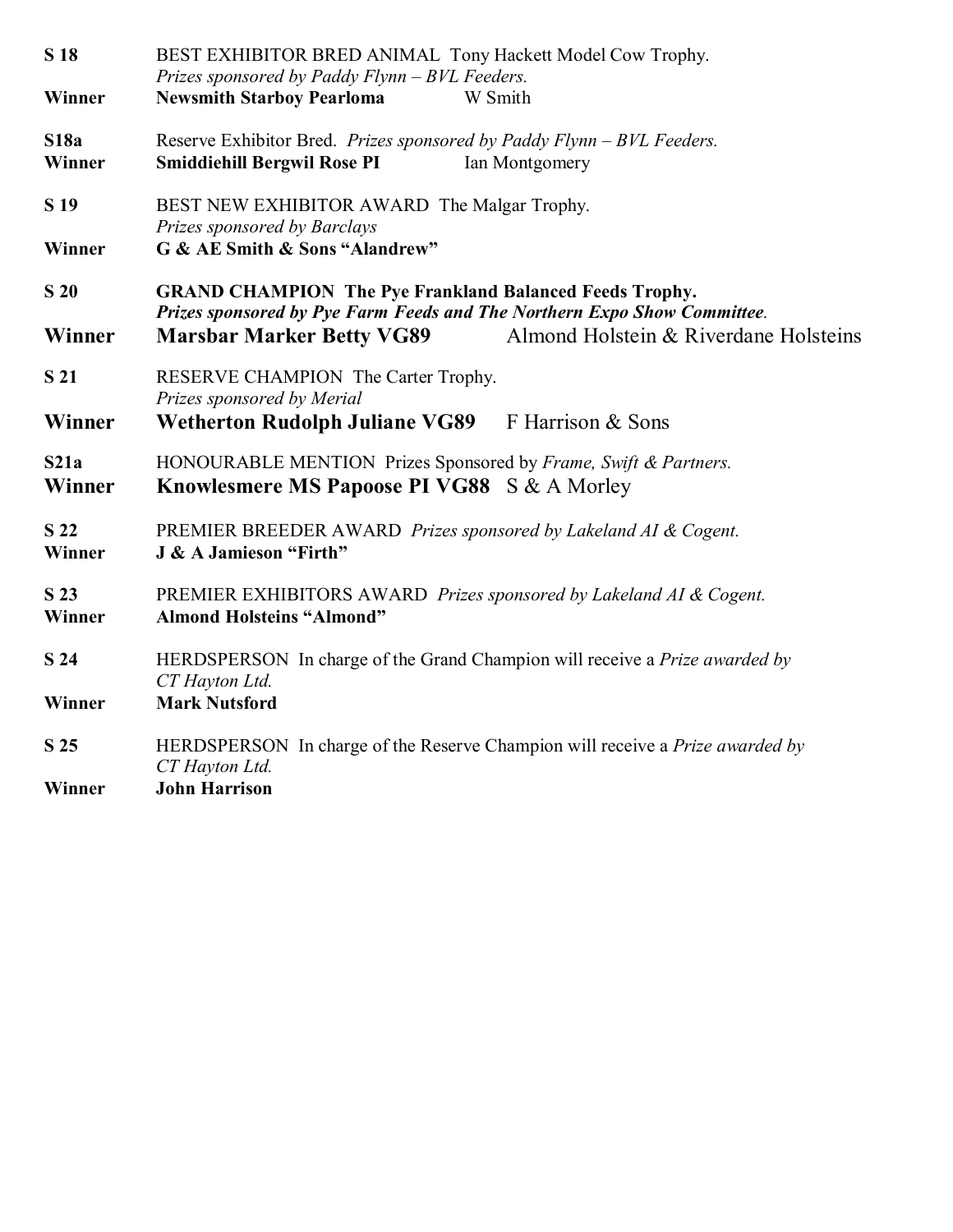**S 18** BEST EXHIBITOR BRED ANIMAL Tony Hackett Model Cow Trophy.
*Prizes sponsored by Paddy Flynn – BVL Feeders.*
**Winner** **Newsmith Starboy Pearloma** W Smith

**S18a** Reserve Exhibitor Bred. *Prizes sponsored by Paddy Flynn – BVL Feeders.*
**Winner** **Smiddiehill Bergwil Rose PI** Ian Montgomery

**S 19** BEST NEW EXHIBITOR AWARD The Malgar Trophy.
*Prizes sponsored by Barclays*
**Winner** **G & AE Smith & Sons "Alandrew"**

**S 20** **GRAND CHAMPION The Pye Frankland Balanced Feeds Trophy.**
***Prizes sponsored by Pye Farm Feeds and The Northern Expo Show Committee.***
**Winner** **Marsbar Marker Betty VG89** Almond Holstein & Riverdane Holsteins

**S 21** RESERVE CHAMPION The Carter Trophy.
*Prizes sponsored by Merial*
**Winner** **Wetherton Rudolph Juliane VG89** F Harrison & Sons

**S21a** HONOURABLE MENTION Prizes Sponsored by *Frame, Swift & Partners.*
**Winner** **Knowlesmere MS Papoose PI VG88** S & A Morley

**S 22** PREMIER BREEDER AWARD *Prizes sponsored by Lakeland AI & Cogent.*
**Winner** **J & A Jamieson "Firth"**

**S 23** PREMIER EXHIBITORS AWARD *Prizes sponsored by Lakeland AI & Cogent.*
**Winner** **Almond Holsteins "Almond"**

**S 24** HERDSPERSON In charge of the Grand Champion will receive a *Prize awarded by CT Hayton Ltd.*
**Winner** **Mark Nutsford**

**S 25** HERDSPERSON In charge of the Reserve Champion will receive a *Prize awarded by CT Hayton Ltd.*
**Winner** **John Harrison**